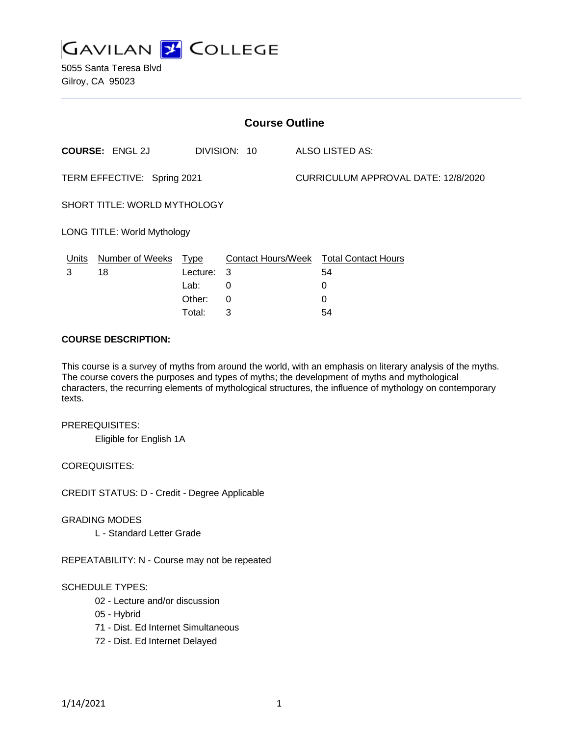# GAVILAN COLLEGE

5055 Santa Teresa Blvd
Gilroy, CA 95023

## Course Outline

**COURSE:** ENGL 2J DIVISION: 10 ALSO LISTED AS:

TERM EFFECTIVE: Spring 2021 CURRICULUM APPROVAL DATE: 12/8/2020

SHORT TITLE: WORLD MYTHOLOGY

LONG TITLE: World Mythology

| Units | Number of Weeks | Type | Contact Hours/Week | Total Contact Hours |
|---|---|---|---|---|
| 3 | 18 | Lecture: | 3 | 54 |
| | | Lab: | 0 | 0 |
| | | Other: | 0 | 0 |
| | | Total: | 3 | 54 |

**COURSE DESCRIPTION:**

This course is a survey of myths from around the world, with an emphasis on literary analysis of the myths. The course covers the purposes and types of myths; the development of myths and mythological characters, the recurring elements of mythological structures, the influence of mythology on contemporary texts.

PREREQUISITES:

Eligible for English 1A

COREQUISITES:

CREDIT STATUS: D - Credit - Degree Applicable

GRADING MODES

L - Standard Letter Grade

REPEATABILITY: N - Course may not be repeated

SCHEDULE TYPES:

02 - Lecture and/or discussion
05 - Hybrid
71 - Dist. Ed Internet Simultaneous
72 - Dist. Ed Internet Delayed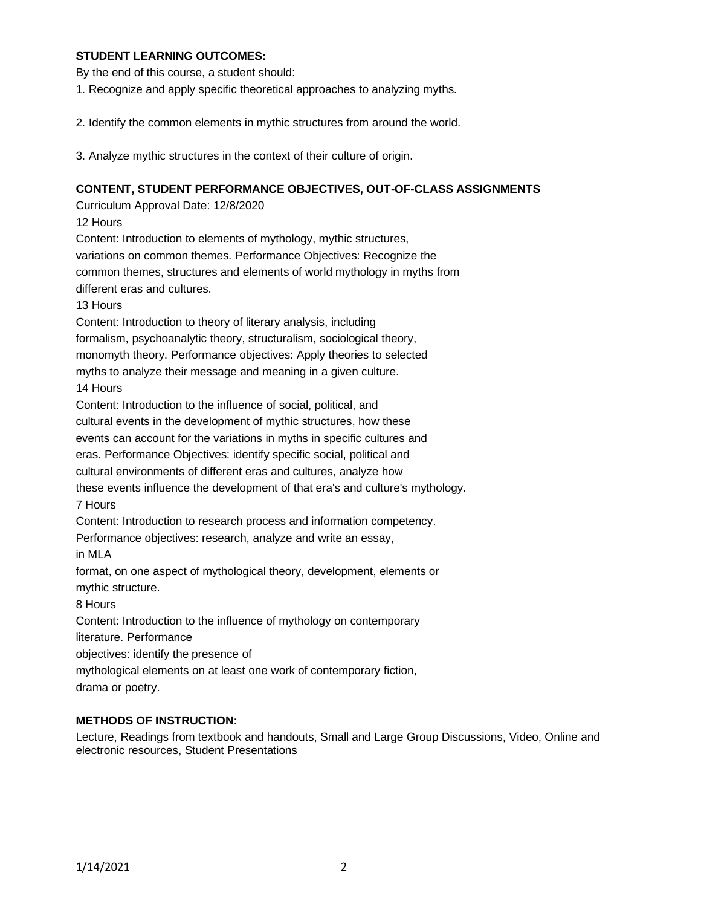**STUDENT LEARNING OUTCOMES:**

By the end of this course, a student should:

1. Recognize and apply specific theoretical approaches to analyzing myths.

2. Identify the common elements in mythic structures from around the world.

3. Analyze mythic structures in the context of their culture of origin.

**CONTENT, STUDENT PERFORMANCE OBJECTIVES, OUT-OF-CLASS ASSIGNMENTS**

Curriculum Approval Date: 12/8/2020

12 Hours

Content: Introduction to elements of mythology, mythic structures, variations on common themes. Performance Objectives: Recognize the common themes, structures and elements of world mythology in myths from different eras and cultures.

13 Hours

Content: Introduction to theory of literary analysis, including formalism, psychoanalytic theory, structuralism, sociological theory, monomyth theory. Performance objectives: Apply theories to selected myths to analyze their message and meaning in a given culture.

14 Hours

Content: Introduction to the influence of social, political, and cultural events in the development of mythic structures, how these events can account for the variations in myths in specific cultures and eras. Performance Objectives: identify specific social, political and cultural environments of different eras and cultures, analyze how these events influence the development of that era's and culture's mythology.

7 Hours

Content: Introduction to research process and information competency. Performance objectives: research, analyze and write an essay, in MLA format, on one aspect of mythological theory, development, elements or mythic structure.

8 Hours

Content: Introduction to the influence of mythology on contemporary literature. Performance objectives: identify the presence of mythological elements on at least one work of contemporary fiction, drama or poetry.

**METHODS OF INSTRUCTION:**

Lecture, Readings from textbook and handouts, Small and Large Group Discussions, Video, Online and electronic resources, Student Presentations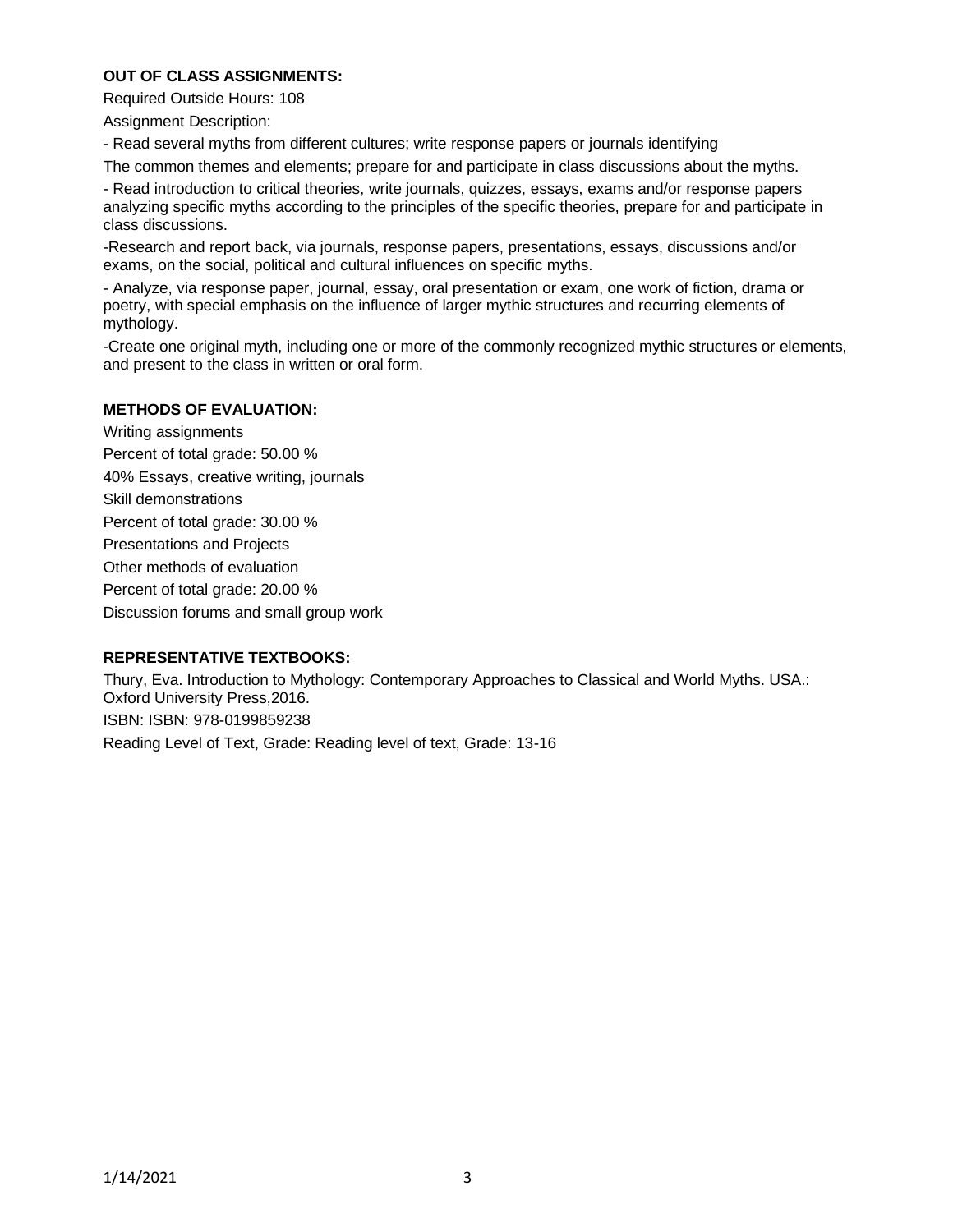**OUT OF CLASS ASSIGNMENTS:**

Required Outside Hours: 108

Assignment Description:

- Read several myths from different cultures; write response papers or journals identifying

The common themes and elements; prepare for and participate in class discussions about the myths.

- Read introduction to critical theories, write journals, quizzes, essays, exams and/or response papers analyzing specific myths according to the principles of the specific theories, prepare for and participate in class discussions.

-Research and report back, via journals, response papers, presentations, essays, discussions and/or exams, on the social, political and cultural influences on specific myths.

- Analyze, via response paper, journal, essay, oral presentation or exam, one work of fiction, drama or poetry, with special emphasis on the influence of larger mythic structures and recurring elements of mythology.

-Create one original myth, including one or more of the commonly recognized mythic structures or elements, and present to the class in written or oral form.

**METHODS OF EVALUATION:**

Writing assignments

Percent of total grade: 50.00 %

40% Essays, creative writing, journals

Skill demonstrations

Percent of total grade: 30.00 %

Presentations and Projects

Other methods of evaluation

Percent of total grade: 20.00 %

Discussion forums and small group work

**REPRESENTATIVE TEXTBOOKS:**

Thury, Eva. Introduction to Mythology: Contemporary Approaches to Classical and World Myths. USA.: Oxford University Press,2016.

ISBN: ISBN: 978-0199859238

Reading Level of Text, Grade: Reading level of text, Grade: 13-16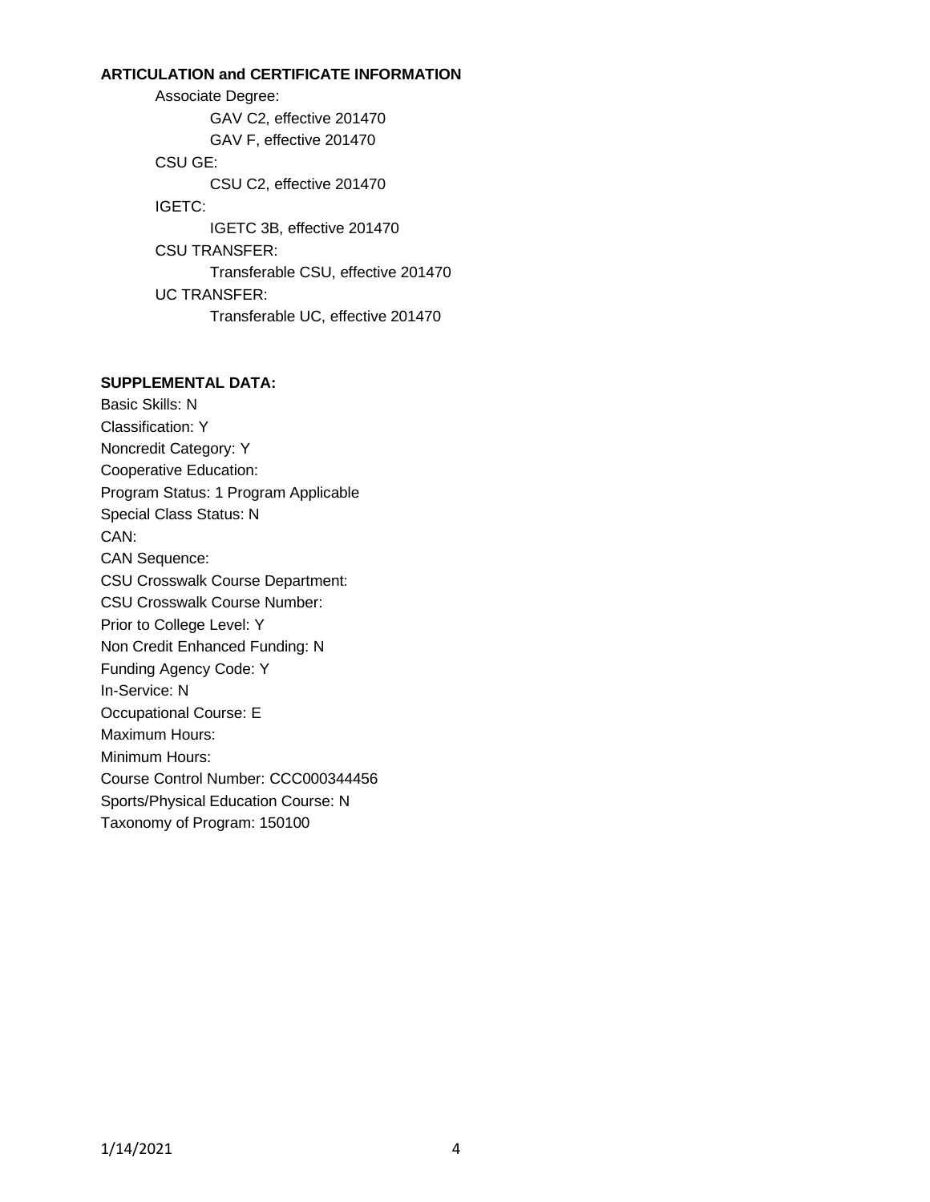**ARTICULATION and CERTIFICATE INFORMATION**

Associate Degree:

- GAV C2, effective 201470
- GAV F, effective 201470

CSU GE:

- CSU C2, effective 201470

IGETC:

- IGETC 3B, effective 201470

CSU TRANSFER:

- Transferable CSU, effective 201470

UC TRANSFER:

- Transferable UC, effective 201470

**SUPPLEMENTAL DATA:**

Basic Skills: N
Classification: Y
Noncredit Category: Y
Cooperative Education:
Program Status: 1 Program Applicable
Special Class Status: N
CAN:
CAN Sequence:
CSU Crosswalk Course Department:
CSU Crosswalk Course Number:
Prior to College Level: Y
Non Credit Enhanced Funding: N
Funding Agency Code: Y
In-Service: N
Occupational Course: E
Maximum Hours:
Minimum Hours:
Course Control Number: CCC000344456
Sports/Physical Education Course: N
Taxonomy of Program: 150100